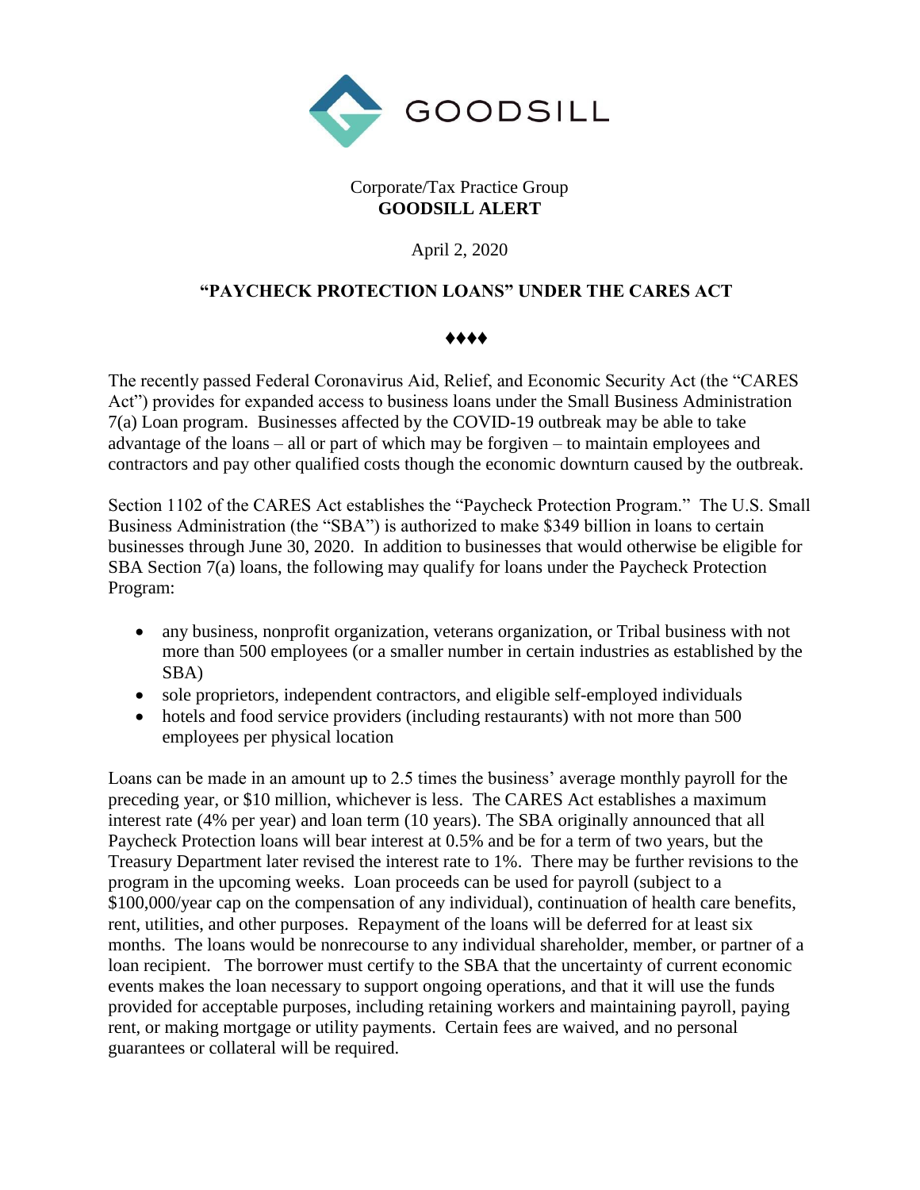GOODSILL

Corporate/Tax Practice Group
**GOODSILL ALERT**

April 2, 2020

## "PAYCHECK PROTECTION LOANS" UNDER THE CARES ACT

♦♦♦♦

The recently passed Federal Coronavirus Aid, Relief, and Economic Security Act (the "CARES Act") provides for expanded access to business loans under the Small Business Administration 7(a) Loan program. Businesses affected by the COVID-19 outbreak may be able to take advantage of the loans – all or part of which may be forgiven – to maintain employees and contractors and pay other qualified costs though the economic downturn caused by the outbreak.

Section 1102 of the CARES Act establishes the "Paycheck Protection Program." The U.S. Small Business Administration (the "SBA") is authorized to make $349 billion in loans to certain businesses through June 30, 2020. In addition to businesses that would otherwise be eligible for SBA Section 7(a) loans, the following may qualify for loans under the Paycheck Protection Program:

- any business, nonprofit organization, veterans organization, or Tribal business with not more than 500 employees (or a smaller number in certain industries as established by the SBA)
- sole proprietors, independent contractors, and eligible self-employed individuals
- hotels and food service providers (including restaurants) with not more than 500 employees per physical location

Loans can be made in an amount up to 2.5 times the business' average monthly payroll for the preceding year, or $10 million, whichever is less. The CARES Act establishes a maximum interest rate (4% per year) and loan term (10 years). The SBA originally announced that all Paycheck Protection loans will bear interest at 0.5% and be for a term of two years, but the Treasury Department later revised the interest rate to 1%. There may be further revisions to the program in the upcoming weeks. Loan proceeds can be used for payroll (subject to a $100,000/year cap on the compensation of any individual), continuation of health care benefits, rent, utilities, and other purposes. Repayment of the loans will be deferred for at least six months. The loans would be nonrecourse to any individual shareholder, member, or partner of a loan recipient. The borrower must certify to the SBA that the uncertainty of current economic events makes the loan necessary to support ongoing operations, and that it will use the funds provided for acceptable purposes, including retaining workers and maintaining payroll, paying rent, or making mortgage or utility payments. Certain fees are waived, and no personal guarantees or collateral will be required.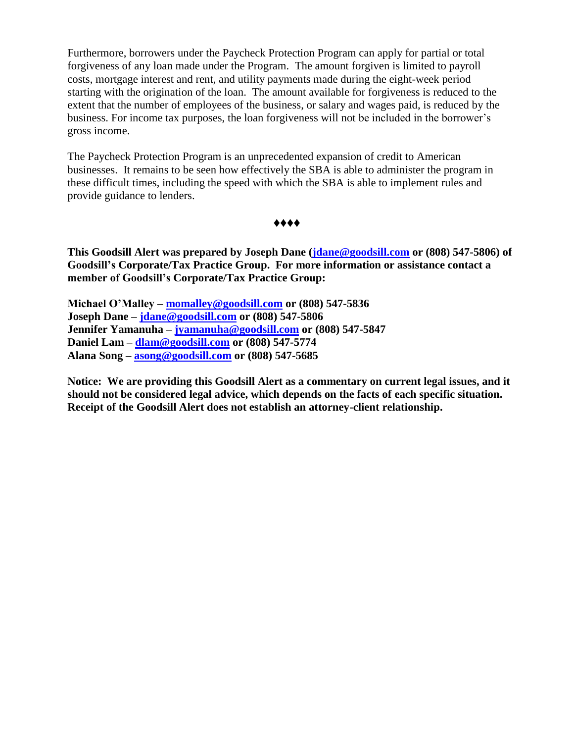Furthermore, borrowers under the Paycheck Protection Program can apply for partial or total forgiveness of any loan made under the Program. The amount forgiven is limited to payroll costs, mortgage interest and rent, and utility payments made during the eight-week period starting with the origination of the loan. The amount available for forgiveness is reduced to the extent that the number of employees of the business, or salary and wages paid, is reduced by the business. For income tax purposes, the loan forgiveness will not be included in the borrower's gross income.

The Paycheck Protection Program is an unprecedented expansion of credit to American businesses. It remains to be seen how effectively the SBA is able to administer the program in these difficult times, including the speed with which the SBA is able to implement rules and provide guidance to lenders.

♦♦♦♦

**This Goodsill Alert was prepared by Joseph Dane (jdane@goodsill.com or (808) 547-5806) of Goodsill's Corporate/Tax Practice Group. For more information or assistance contact a member of Goodsill's Corporate/Tax Practice Group:**

**Michael O'Malley – momalley@goodsill.com or (808) 547-5836**
**Joseph Dane – jdane@goodsill.com or (808) 547-5806**
**Jennifer Yamanuha – jyamanuha@goodsill.com or (808) 547-5847**
**Daniel Lam – dlam@goodsill.com or (808) 547-5774**
**Alana Song – asong@goodsill.com or (808) 547-5685**

**Notice: We are providing this Goodsill Alert as a commentary on current legal issues, and it should not be considered legal advice, which depends on the facts of each specific situation. Receipt of the Goodsill Alert does not establish an attorney-client relationship.**